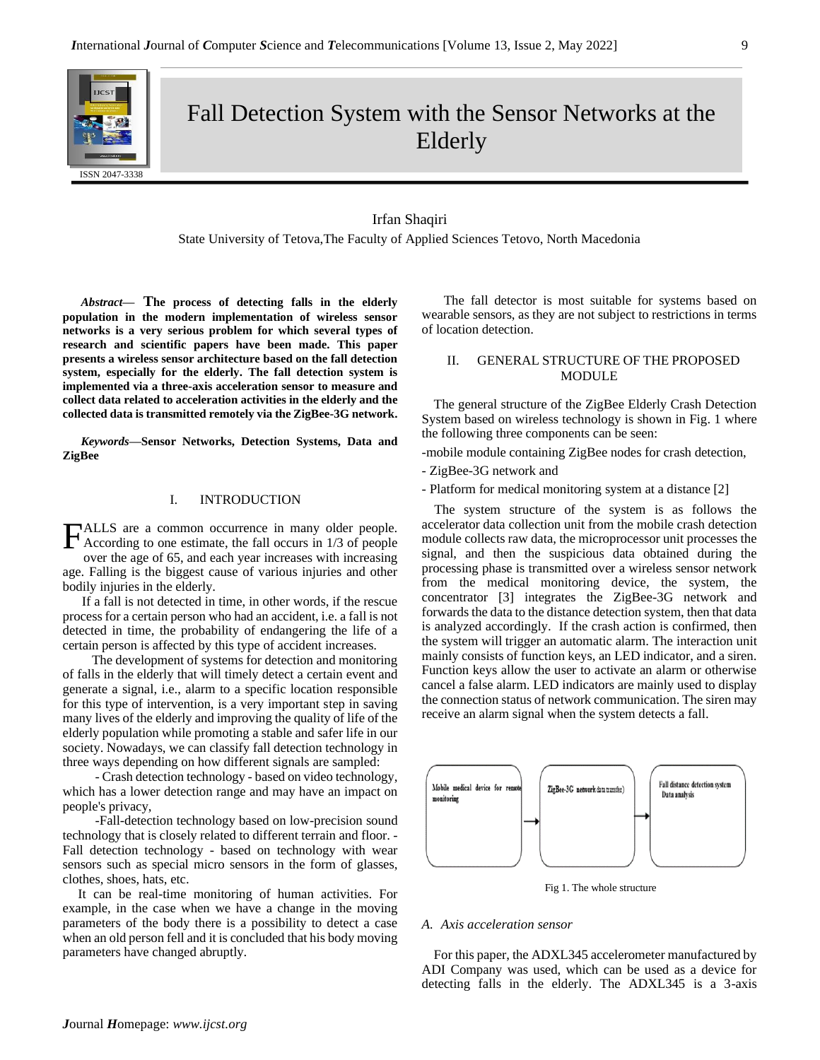# Fall Detection System with the Sensor Networks at the Elderly

Irfan Shaqiri

State University of Tetova,The Faculty of Applied Sciences Tetovo, North Macedonia

***Abstract*— The process of detecting falls in the elderly population in the modern implementation of wireless sensor networks is a very serious problem for which several types of research and scientific papers have been made. This paper presents a wireless sensor architecture based on the fall detection system, especially for the elderly. The fall detection system is implemented via a three-axis acceleration sensor to measure and collect data related to acceleration activities in the elderly and the collected data is transmitted remotely via the ZigBee-3G network.**

***Keywords*—Sensor Networks, Detection Systems, Data and ZigBee**

## I. INTRODUCTION

FALLS are a common occurrence in many older people. According to one estimate, the fall occurs in 1/3 of people over the age of 65, and each year increases with increasing age. Falling is the biggest cause of various injuries and other bodily injuries in the elderly.

If a fall is not detected in time, in other words, if the rescue process for a certain person who had an accident, i.e. a fall is not detected in time, the probability of endangering the life of a certain person is affected by this type of accident increases.

The development of systems for detection and monitoring of falls in the elderly that will timely detect a certain event and generate a signal, i.e., alarm to a specific location responsible for this type of intervention, is a very important step in saving many lives of the elderly and improving the quality of life of the elderly population while promoting a stable and safer life in our society. Nowadays, we can classify fall detection technology in three ways depending on how different signals are sampled:

- Crash detection technology - based on video technology, which has a lower detection range and may have an impact on people's privacy,

-Fall-detection technology based on low-precision sound technology that is closely related to different terrain and floor. - Fall detection technology - based on technology with wear sensors such as special micro sensors in the form of glasses, clothes, shoes, hats, etc.

It can be real-time monitoring of human activities. For example, in the case when we have a change in the moving parameters of the body there is a possibility to detect a case when an old person fell and it is concluded that his body moving parameters have changed abruptly.

The fall detector is most suitable for systems based on wearable sensors, as they are not subject to restrictions in terms of location detection.

## II. GENERAL STRUCTURE OF THE PROPOSED MODULE

The general structure of the ZigBee Elderly Crash Detection System based on wireless technology is shown in Fig. 1 where the following three components can be seen:

-mobile module containing ZigBee nodes for crash detection,

- ZigBee-3G network and

- Platform for medical monitoring system at a distance [2]

The system structure of the system is as follows the accelerator data collection unit from the mobile crash detection module collects raw data, the microprocessor unit processes the signal, and then the suspicious data obtained during the processing phase is transmitted over a wireless sensor network from the medical monitoring device, the system, the concentrator [3] integrates the ZigBee-3G network and forwards the data to the distance detection system, then that data is analyzed accordingly. If the crash action is confirmed, then the system will trigger an automatic alarm. The interaction unit mainly consists of function keys, an LED indicator, and a siren. Function keys allow the user to activate an alarm or otherwise cancel a false alarm. LED indicators are mainly used to display the connection status of network communication. The siren may receive an alarm signal when the system detects a fall.

Mobile medical device for remote monitoring → ZigBee-3G network (data transfer) → Fall distance detection system Data analysis

Fig 1. The whole structure

### A. Axis acceleration sensor

For this paper, the ADXL345 accelerometer manufactured by ADI Company was used, which can be used as a device for detecting falls in the elderly. The ADXL345 is a 3-axis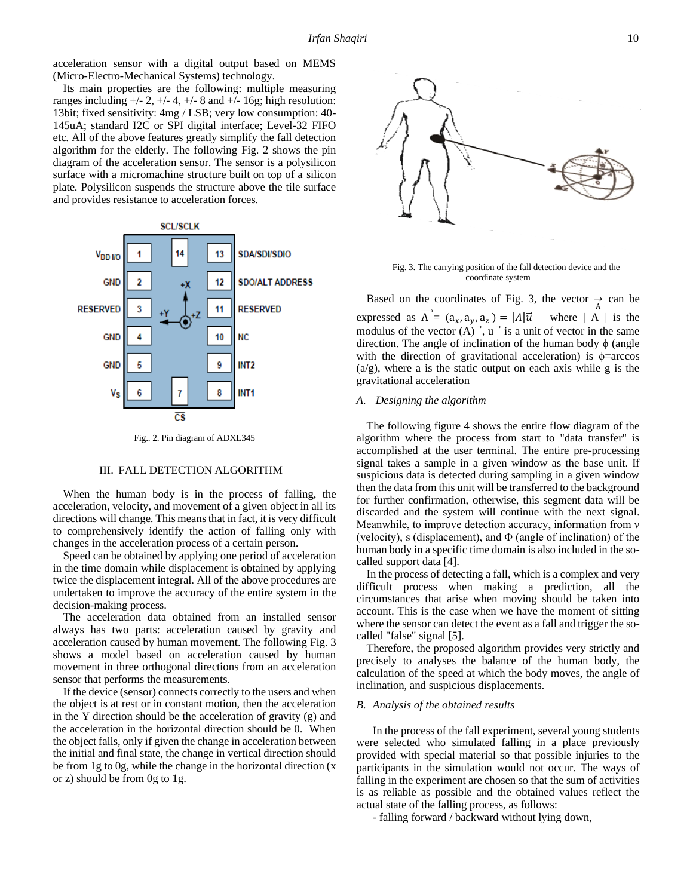acceleration sensor with a digital output based on MEMS (Micro-Electro-Mechanical Systems) technology.

Its main properties are the following: multiple measuring ranges including +/- 2, +/- 4, +/- 8 and +/- 16g; high resolution: 13bit; fixed sensitivity: 4mg / LSB; very low consumption: 40-145uA; standard I2C or SPI digital interface; Level-32 FIFO etc. All of the above features greatly simplify the fall detection algorithm for the elderly. The following Fig. 2 shows the pin diagram of the acceleration sensor. The sensor is a polysilicon surface with a micromachine structure built on top of a silicon plate. Polysilicon suspends the structure above the tile surface and provides resistance to acceleration forces.

Fig.. 2. Pin diagram of ADXL345

## III. FALL DETECTION ALGORITHM

When the human body is in the process of falling, the acceleration, velocity, and movement of a given object in all its directions will change. This means that in fact, it is very difficult to comprehensively identify the action of falling only with changes in the acceleration process of a certain person.

Speed can be obtained by applying one period of acceleration in the time domain while displacement is obtained by applying twice the displacement integral. All of the above procedures are undertaken to improve the accuracy of the entire system in the decision-making process.

The acceleration data obtained from an installed sensor always has two parts: acceleration caused by gravity and acceleration caused by human movement. The following Fig. 3 shows a model based on acceleration caused by human movement in three orthogonal directions from an acceleration sensor that performs the measurements.

If the device (sensor) connects correctly to the users and when the object is at rest or in constant motion, then the acceleration in the Y direction should be the acceleration of gravity (g) and the acceleration in the horizontal direction should be 0. When the object falls, only if given the change in acceleration between the initial and final state, the change in vertical direction should be from 1g to 0g, while the change in the horizontal direction (x or z) should be from 0g to 1g.

Fig. 3. The carrying position of the fall detection device and the coordinate system

Based on the coordinates of Fig. 3, the vector $\vec{A}$ can be expressed as $\overrightarrow{A} = (a_x, a_y, a_z) = |A|\vec{u}$ where $|A|$ is the modulus of the vector $\vec{A}$, $\vec{u}$ is a unit of vector in the same direction. The angle of inclination of the human body ϕ (angle with the direction of gravitational acceleration) is ϕ=arccos (a/g), where a is the static output on each axis while g is the gravitational acceleration

### A. Designing the algorithm

The following figure 4 shows the entire flow diagram of the algorithm where the process from start to "data transfer" is accomplished at the user terminal. The entire pre-processing signal takes a sample in a given window as the base unit. If suspicious data is detected during sampling in a given window then the data from this unit will be transferred to the background for further confirmation, otherwise, this segment data will be discarded and the system will continue with the next signal. Meanwhile, to improve detection accuracy, information from ν (velocity), s (displacement), and Φ (angle of inclination) of the human body in a specific time domain is also included in the so-called support data [4].

In the process of detecting a fall, which is a complex and very difficult process when making a prediction, all the circumstances that arise when moving should be taken into account. This is the case when we have the moment of sitting where the sensor can detect the event as a fall and trigger the so-called "false" signal [5].

Therefore, the proposed algorithm provides very strictly and precisely to analyses the balance of the human body, the calculation of the speed at which the body moves, the angle of inclination, and suspicious displacements.

### B. Analysis of the obtained results

In the process of the fall experiment, several young students were selected who simulated falling in a place previously provided with special material so that possible injuries to the participants in the simulation would not occur. The ways of falling in the experiment are chosen so that the sum of activities is as reliable as possible and the obtained values reflect the actual state of the falling process, as follows:

- falling forward / backward without lying down,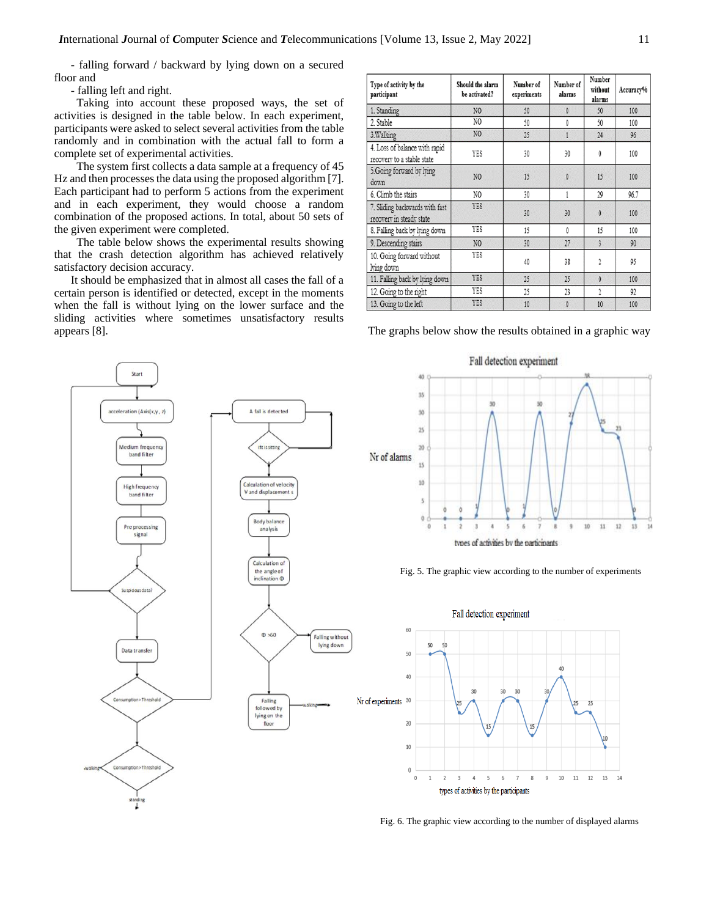- falling forward / backward by lying down on a secured floor and

- falling left and right.

Taking into account these proposed ways, the set of activities is designed in the table below. In each experiment, participants were asked to select several activities from the table randomly and in combination with the actual fall to form a complete set of experimental activities.

The system first collects a data sample at a frequency of 45 Hz and then processes the data using the proposed algorithm [7]. Each participant had to perform 5 actions from the experiment and in each experiment, they would choose a random combination of the proposed actions. In total, about 50 sets of the given experiment were completed.

The table below shows the experimental results showing that the crash detection algorithm has achieved relatively satisfactory decision accuracy.

It should be emphasized that in almost all cases the fall of a certain person is identified or detected, except in the moments when the fall is without lying on the lower surface and the sliding activities where sometimes unsatisfactory results appears [8].

| Type of activity by the participant | Should the alarm be activated? | Number of experiments | Number of alarms | Number without alarms | Accuracy% |
|---|---|---|---|---|---|
| 1. Standing | NO | 50 | 0 | 50 | 100 |
| 2. Stable | NO | 50 | 0 | 50 | 100 |
| 3.Walking | NO | 25 | 1 | 24 | 96 |
| 4. Loss of balance with rapid recovery to a stable state | YES | 30 | 30 | 0 | 100 |
| 5.Going forward by lying down | NO | 15 | 0 | 15 | 100 |
| 6. Climb the stairs | NO | 30 | 1 | 29 | 96.7 |
| 7. Sliding backwards with fast recovery in steady state | YES | 30 | 30 | 0 | 100 |
| 8. Falling back by lying down | YES | 15 | 0 | 15 | 100 |
| 9. Descending stairs | NO | 30 | 27 | 3 | 90 |
| 10. Going forward without lying down | YES | 40 | 38 | 2 | 95 |
| 11. Falling back by lying down | YES | 25 | 25 | 0 | 100 |
| 12. Going to the right | YES | 25 | 23 | 2 | 92 |
| 13. Going to the left | YES | 10 | 0 | 10 | 100 |

The graphs below show the results obtained in a graphic way

Fig. 5. The graphic view according to the number of experiments

Fig. 6. The graphic view according to the number of displayed alarms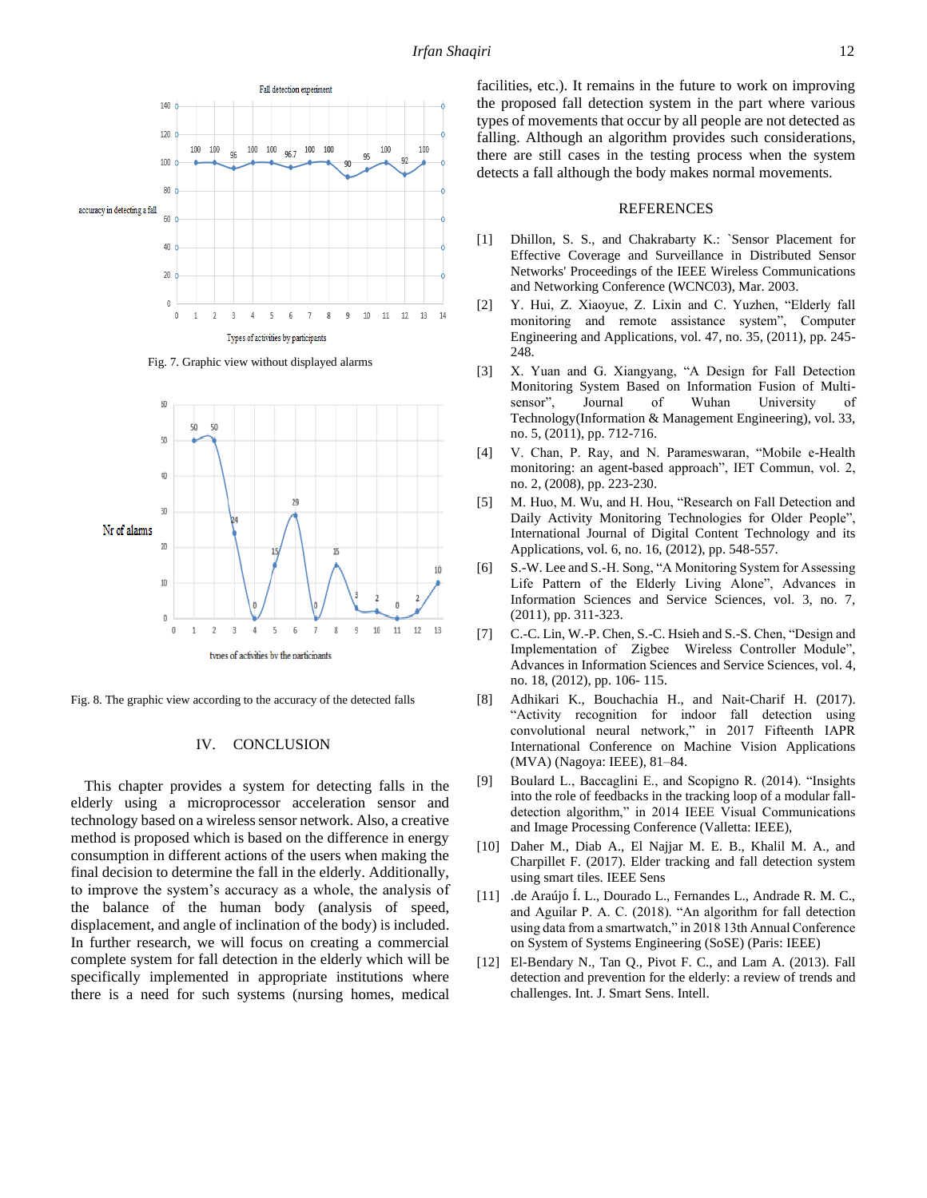Fall detection experiment

140
120
100
80
60
40
20
0

accuracy in detecting a fall

100 100 96 100 100 96.7 100 100 90 95 100 92 100

0 1 2 3 4 5 6 7 8 9 10 11 12 13 14

Types of activities by participants

Fig. 7. Graphic view without displayed alarms

60
50
40
30
20
10
0

Nr of alarms

50 50 24 0 15 29 0 15 3 2 0 2 10

0 1 2 3 4 5 6 7 8 9 10 11 12 13

types of activities by the participants

Fig. 8. The graphic view according to the accuracy of the detected falls

## IV. CONCLUSION

This chapter provides a system for detecting falls in the elderly using a microprocessor acceleration sensor and technology based on a wireless sensor network. Also, a creative method is proposed which is based on the difference in energy consumption in different actions of the users when making the final decision to determine the fall in the elderly. Additionally, to improve the system's accuracy as a whole, the analysis of the balance of the human body (analysis of speed, displacement, and angle of inclination of the body) is included. In further research, we will focus on creating a commercial complete system for fall detection in the elderly which will be specifically implemented in appropriate institutions where there is a need for such systems (nursing homes, medical facilities, etc.). It remains in the future to work on improving the proposed fall detection system in the part where various types of movements that occur by all people are not detected as falling. Although an algorithm provides such considerations, there are still cases in the testing process when the system detects a fall although the body makes normal movements.

## REFERENCES

[1] Dhillon, S. S., and Chakrabarty K.: `Sensor Placement for Effective Coverage and Surveillance in Distributed Sensor Networks' Proceedings of the IEEE Wireless Communications and Networking Conference (WCNC03), Mar. 2003.

[2] Y. Hui, Z. Xiaoyue, Z. Lixin and C. Yuzhen, "Elderly fall monitoring and remote assistance system", Computer Engineering and Applications, vol. 47, no. 35, (2011), pp. 245-248.

[3] X. Yuan and G. Xiangyang, "A Design for Fall Detection Monitoring System Based on Information Fusion of Multi-sensor", Journal of Wuhan University of Technology(Information & Management Engineering), vol. 33, no. 5, (2011), pp. 712-716.

[4] V. Chan, P. Ray, and N. Parameswaran, "Mobile e-Health monitoring: an agent-based approach", IET Commun, vol. 2, no. 2, (2008), pp. 223-230.

[5] M. Huo, M. Wu, and H. Hou, "Research on Fall Detection and Daily Activity Monitoring Technologies for Older People", International Journal of Digital Content Technology and its Applications, vol. 6, no. 16, (2012), pp. 548-557.

[6] S.-W. Lee and S.-H. Song, "A Monitoring System for Assessing Life Pattern of the Elderly Living Alone", Advances in Information Sciences and Service Sciences, vol. 3, no. 7, (2011), pp. 311-323.

[7] C.-C. Lin, W.-P. Chen, S.-C. Hsieh and S.-S. Chen, "Design and Implementation of Zigbee Wireless Controller Module", Advances in Information Sciences and Service Sciences, vol. 4, no. 18, (2012), pp. 106- 115.

[8] Adhikari K., Bouchachia H., and Nait-Charif H. (2017). "Activity recognition for indoor fall detection using convolutional neural network," in 2017 Fifteenth IAPR International Conference on Machine Vision Applications (MVA) (Nagoya: IEEE), 81–84.

[9] Boulard L., Baccaglini E., and Scopigno R. (2014). "Insights into the role of feedbacks in the tracking loop of a modular fall-detection algorithm," in 2014 IEEE Visual Communications and Image Processing Conference (Valletta: IEEE),

[10] Daher M., Diab A., El Najjar M. E. B., Khalil M. A., and Charpillet F. (2017). Elder tracking and fall detection system using smart tiles. IEEE Sens

[11] .de Araújo Í. L., Dourado L., Fernandes L., Andrade R. M. C., and Aguilar P. A. C. (2018). "An algorithm for fall detection using data from a smartwatch," in 2018 13th Annual Conference on System of Systems Engineering (SoSE) (Paris: IEEE)

[12] El-Bendary N., Tan Q., Pivot F. C., and Lam A. (2013). Fall detection and prevention for the elderly: a review of trends and challenges. Int. J. Smart Sens. Intell.